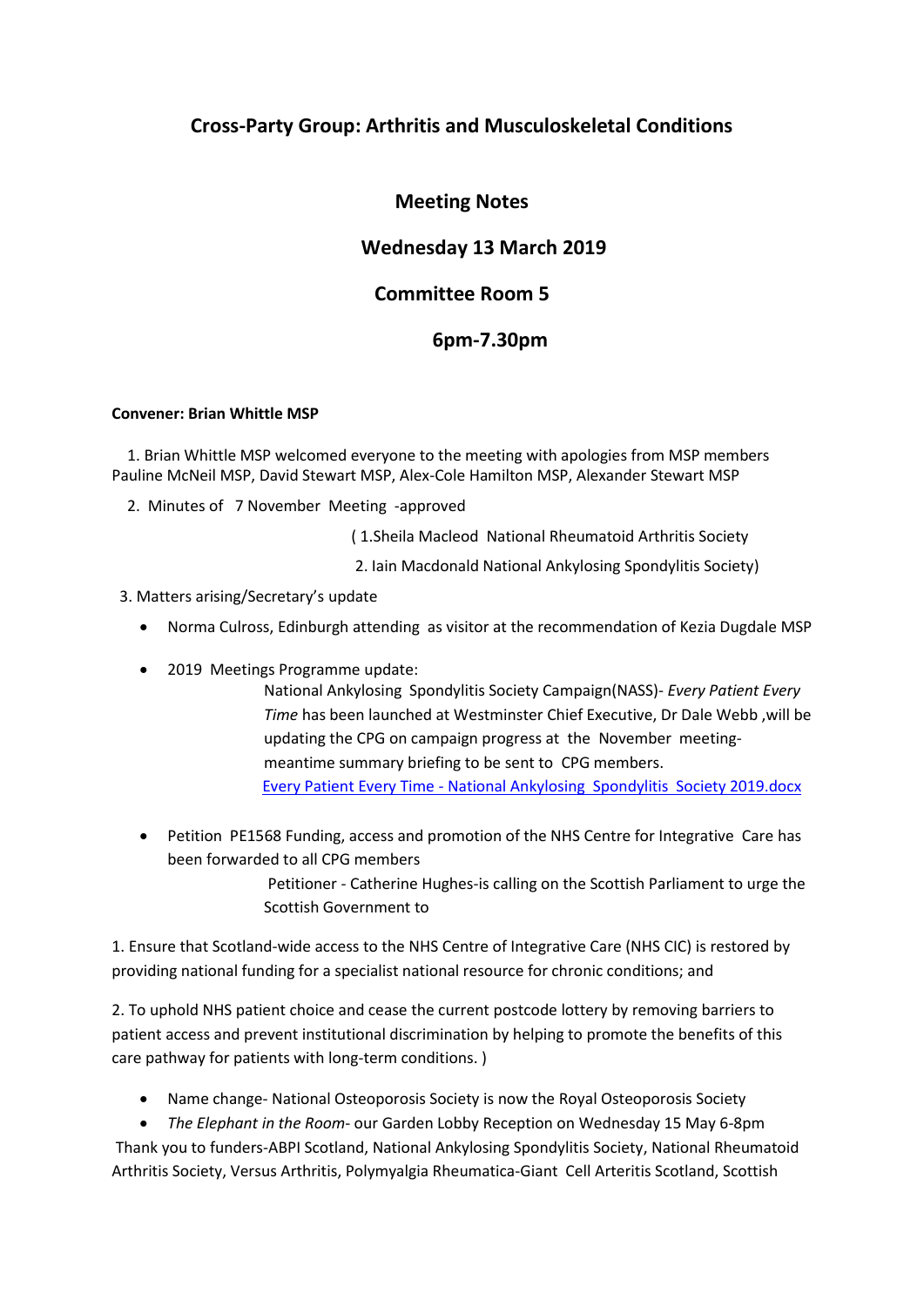# Cross-Party Group: Arthritis and Musculoskeletal Conditions

## Meeting Notes

## Wednesday 13 March 2019

## Committee Room 5

## 6pm-7.30pm

**Convener: Brian Whittle MSP**

1. Brian Whittle MSP welcomed everyone to the meeting with apologies from MSP members Pauline McNeil MSP, David Stewart MSP, Alex-Cole Hamilton MSP, Alexander Stewart MSP

2. Minutes of 7 November Meeting -approved

   ( 1.Sheila Macleod National Rheumatoid Arthritis Society

   2. Iain Macdonald National Ankylosing Spondylitis Society)

3. Matters arising/Secretary's update

- Norma Culross, Edinburgh attending as visitor at the recommendation of Kezia Dugdale MSP

- 2019 Meetings Programme update:

  National Ankylosing Spondylitis Society Campaign(NASS)- *Every Patient Every Time* has been launched at Westminster Chief Executive, Dr Dale Webb ,will be updating the CPG on campaign progress at the November meeting- meantime summary briefing to be sent to CPG members.

  [Every Patient Every Time - National Ankylosing Spondylitis Society 2019.docx]()

- Petition PE1568 Funding, access and promotion of the NHS Centre for Integrative Care has been forwarded to all CPG members

  Petitioner - Catherine Hughes-is calling on the Scottish Parliament to urge the Scottish Government to

1. Ensure that Scotland-wide access to the NHS Centre of Integrative Care (NHS CIC) is restored by providing national funding for a specialist national resource for chronic conditions; and

2. To uphold NHS patient choice and cease the current postcode lottery by removing barriers to patient access and prevent institutional discrimination by helping to promote the benefits of this care pathway for patients with long-term conditions. )

- Name change- National Osteoporosis Society is now the Royal Osteoporosis Society
- *The Elephant in the Room*- our Garden Lobby Reception on Wednesday 15 May 6-8pm

Thank you to funders-ABPI Scotland, National Ankylosing Spondylitis Society, National Rheumatoid Arthritis Society, Versus Arthritis, Polymyalgia Rheumatica-Giant Cell Arteritis Scotland, Scottish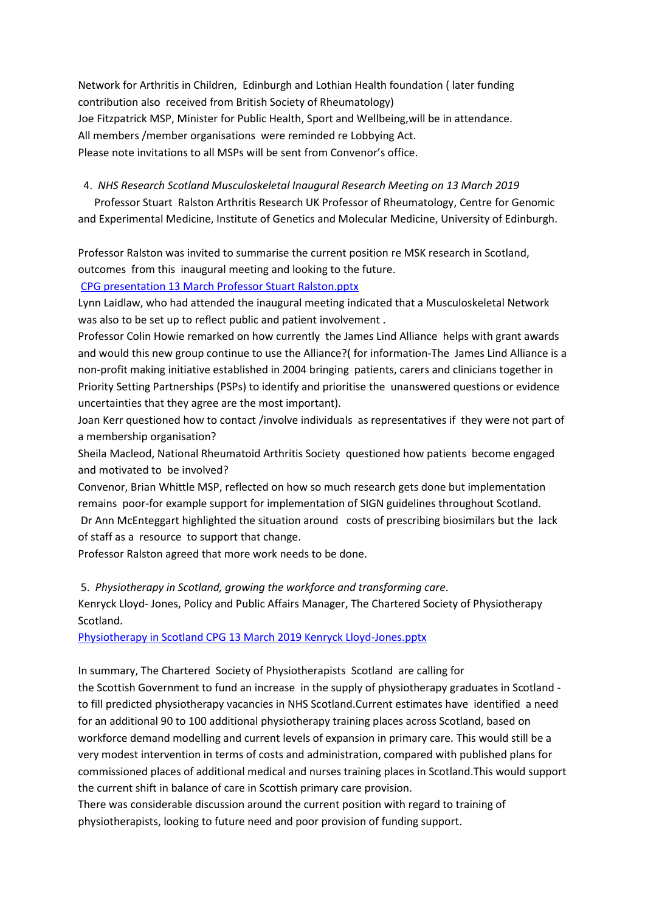Network for Arthritis in Children, Edinburgh and Lothian Health foundation ( later funding contribution also received from British Society of Rheumatology)
Joe Fitzpatrick MSP, Minister for Public Health, Sport and Wellbeing,will be in attendance.
All members /member organisations were reminded re Lobbying Act.
Please note invitations to all MSPs will be sent from Convenor's office.

4. *NHS Research Scotland Musculoskeletal Inaugural Research Meeting on 13 March 2019*
Professor Stuart Ralston Arthritis Research UK Professor of Rheumatology, Centre for Genomic and Experimental Medicine, Institute of Genetics and Molecular Medicine, University of Edinburgh.

Professor Ralston was invited to summarise the current position re MSK research in Scotland, outcomes from this inaugural meeting and looking to the future.
[CPG presentation 13 March Professor Stuart Ralston.pptx]
Lynn Laidlaw, who had attended the inaugural meeting indicated that a Musculoskeletal Network was also to be set up to reflect public and patient involvement .
Professor Colin Howie remarked on how currently the James Lind Alliance helps with grant awards and would this new group continue to use the Alliance?( for information-The James Lind Alliance is a non-profit making initiative established in 2004 bringing patients, carers and clinicians together in Priority Setting Partnerships (PSPs) to identify and prioritise the unanswered questions or evidence uncertainties that they agree are the most important).
Joan Kerr questioned how to contact /involve individuals as representatives if they were not part of a membership organisation?
Sheila Macleod, National Rheumatoid Arthritis Society questioned how patients become engaged and motivated to be involved?
Convenor, Brian Whittle MSP, reflected on how so much research gets done but implementation remains poor-for example support for implementation of SIGN guidelines throughout Scotland.
Dr Ann McEnteggart highlighted the situation around costs of prescribing biosimilars but the lack of staff as a resource to support that change.
Professor Ralston agreed that more work needs to be done.

5. *Physiotherapy in Scotland, growing the workforce and transforming care*.
Kenryck Lloyd- Jones, Policy and Public Affairs Manager, The Chartered Society of Physiotherapy Scotland.
[Physiotherapy in Scotland CPG 13 March 2019 Kenryck Lloyd-Jones.pptx]

In summary, The Chartered Society of Physiotherapists Scotland are calling for the Scottish Government to fund an increase in the supply of physiotherapy graduates in Scotland - to fill predicted physiotherapy vacancies in NHS Scotland.Current estimates have identified a need for an additional 90 to 100 additional physiotherapy training places across Scotland, based on workforce demand modelling and current levels of expansion in primary care. This would still be a very modest intervention in terms of costs and administration, compared with published plans for commissioned places of additional medical and nurses training places in Scotland.This would support the current shift in balance of care in Scottish primary care provision.
There was considerable discussion around the current position with regard to training of physiotherapists, looking to future need and poor provision of funding support.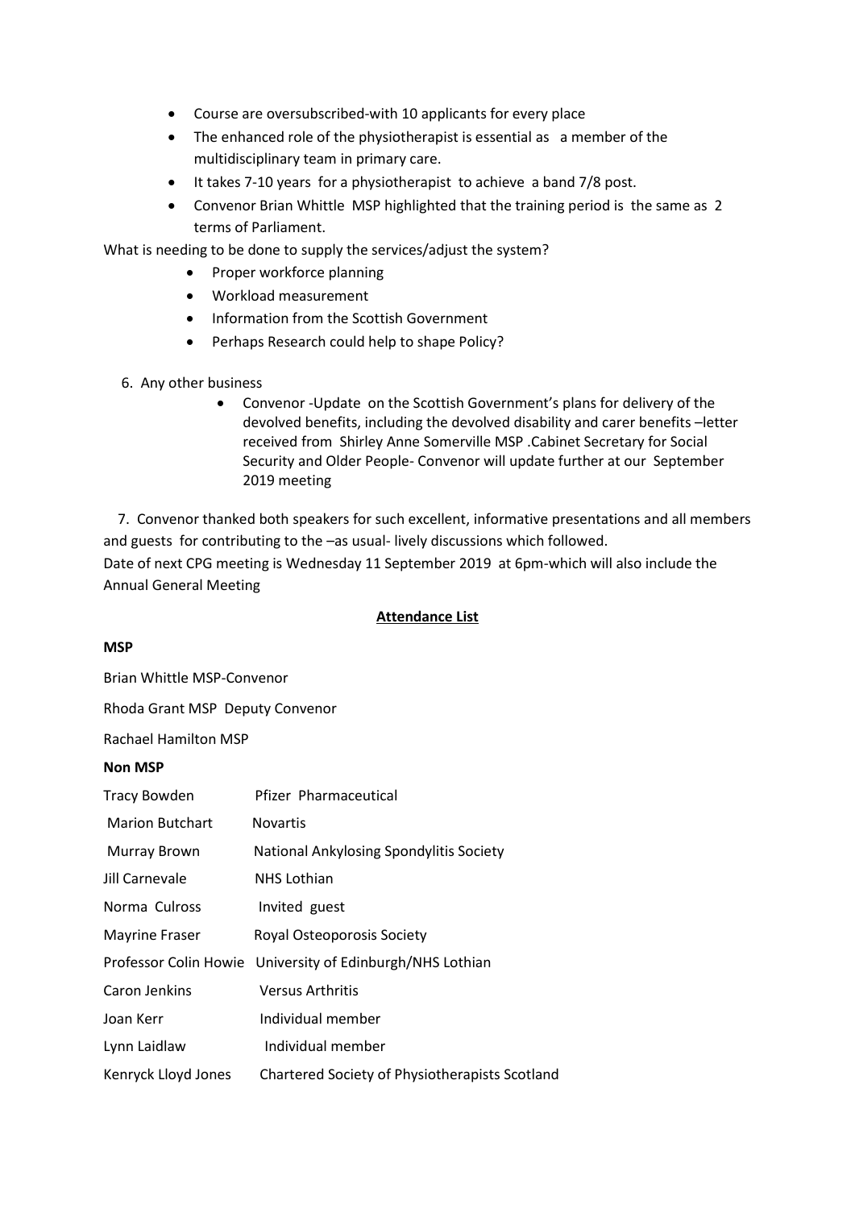- Course are oversubscribed-with 10 applicants for every place
- The enhanced role of the physiotherapist is essential as a member of the multidisciplinary team in primary care.
- It takes 7-10 years for a physiotherapist to achieve a band 7/8 post.
- Convenor Brian Whittle MSP highlighted that the training period is the same as 2 terms of Parliament.

What is needing to be done to supply the services/adjust the system?

- Proper workforce planning
- Workload measurement
- Information from the Scottish Government
- Perhaps Research could help to shape Policy?

6. Any other business
   - Convenor -Update on the Scottish Government's plans for delivery of the devolved benefits, including the devolved disability and carer benefits –letter received from Shirley Anne Somerville MSP .Cabinet Secretary for Social Security and Older People- Convenor will update further at our September 2019 meeting

7. Convenor thanked both speakers for such excellent, informative presentations and all members and guests for contributing to the –as usual- lively discussions which followed.

Date of next CPG meeting is Wednesday 11 September 2019 at 6pm-which will also include the Annual General Meeting

## Attendance List

**MSP**

Brian Whittle MSP-Convenor

Rhoda Grant MSP Deputy Convenor

Rachael Hamilton MSP

**Non MSP**

| | |
|---|---|
| Tracy Bowden | Pfizer Pharmaceutical |
| Marion Butchart | Novartis |
| Murray Brown | National Ankylosing Spondylitis Society |
| Jill Carnevale | NHS Lothian |
| Norma Culross | Invited guest |
| Mayrine Fraser | Royal Osteoporosis Society |
| Professor Colin Howie | University of Edinburgh/NHS Lothian |
| Caron Jenkins | Versus Arthritis |
| Joan Kerr | Individual member |
| Lynn Laidlaw | Individual member |
| Kenryck Lloyd Jones | Chartered Society of Physiotherapists Scotland |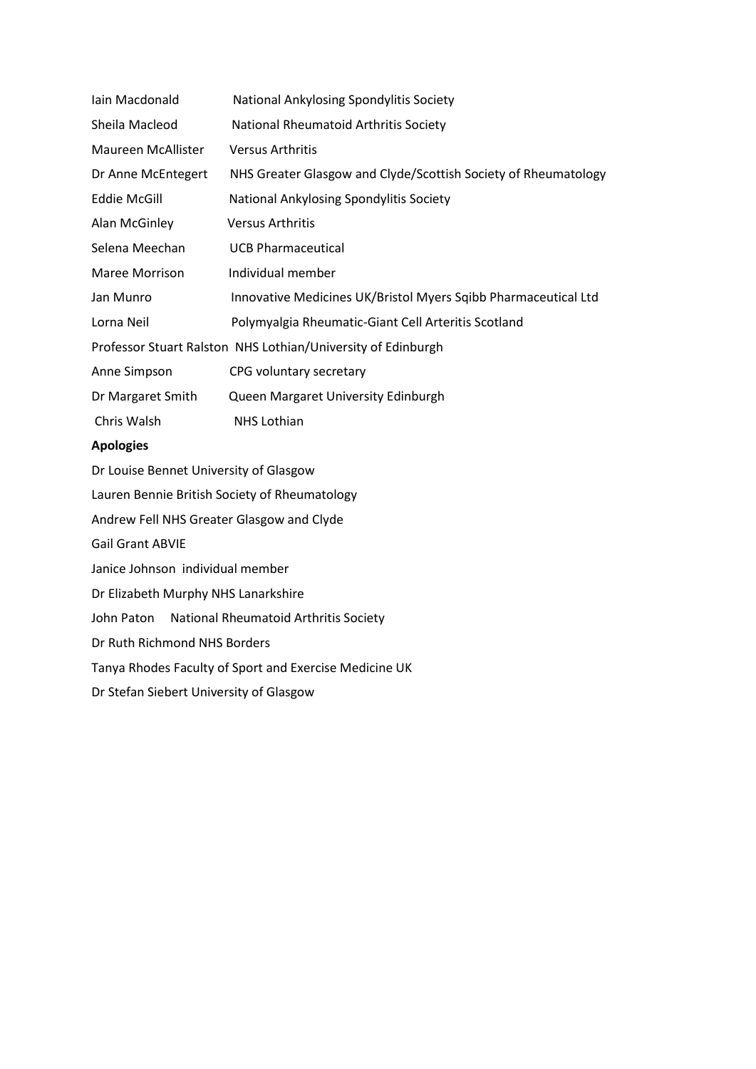| | |
|---|---|
| Iain Macdonald | National Ankylosing Spondylitis Society |
| Sheila Macleod | National Rheumatoid Arthritis Society |
| Maureen McAllister | Versus Arthritis |
| Dr Anne McEntegert | NHS Greater Glasgow and Clyde/Scottish Society of Rheumatology |
| Eddie McGill | National Ankylosing Spondylitis Society |
| Alan McGinley | Versus Arthritis |
| Selena Meechan | UCB Pharmaceutical |
| Maree Morrison | Individual member |
| Jan Munro | Innovative Medicines UK/Bristol Myers Sqibb Pharmaceutical Ltd |
| Lorna Neil | Polymyalgia Rheumatic-Giant Cell Arteritis Scotland |
| Professor Stuart Ralston | NHS Lothian/University of Edinburgh |
| Anne Simpson | CPG voluntary secretary |
| Dr Margaret Smith | Queen Margaret University Edinburgh |
| Chris Walsh | NHS Lothian |

**Apologies**

Dr Louise Bennet University of Glasgow

Lauren Bennie British Society of Rheumatology

Andrew Fell NHS Greater Glasgow and Clyde

Gail Grant ABVIE

Janice Johnson individual member

Dr Elizabeth Murphy NHS Lanarkshire

John Paton National Rheumatoid Arthritis Society

Dr Ruth Richmond NHS Borders

Tanya Rhodes Faculty of Sport and Exercise Medicine UK

Dr Stefan Siebert University of Glasgow